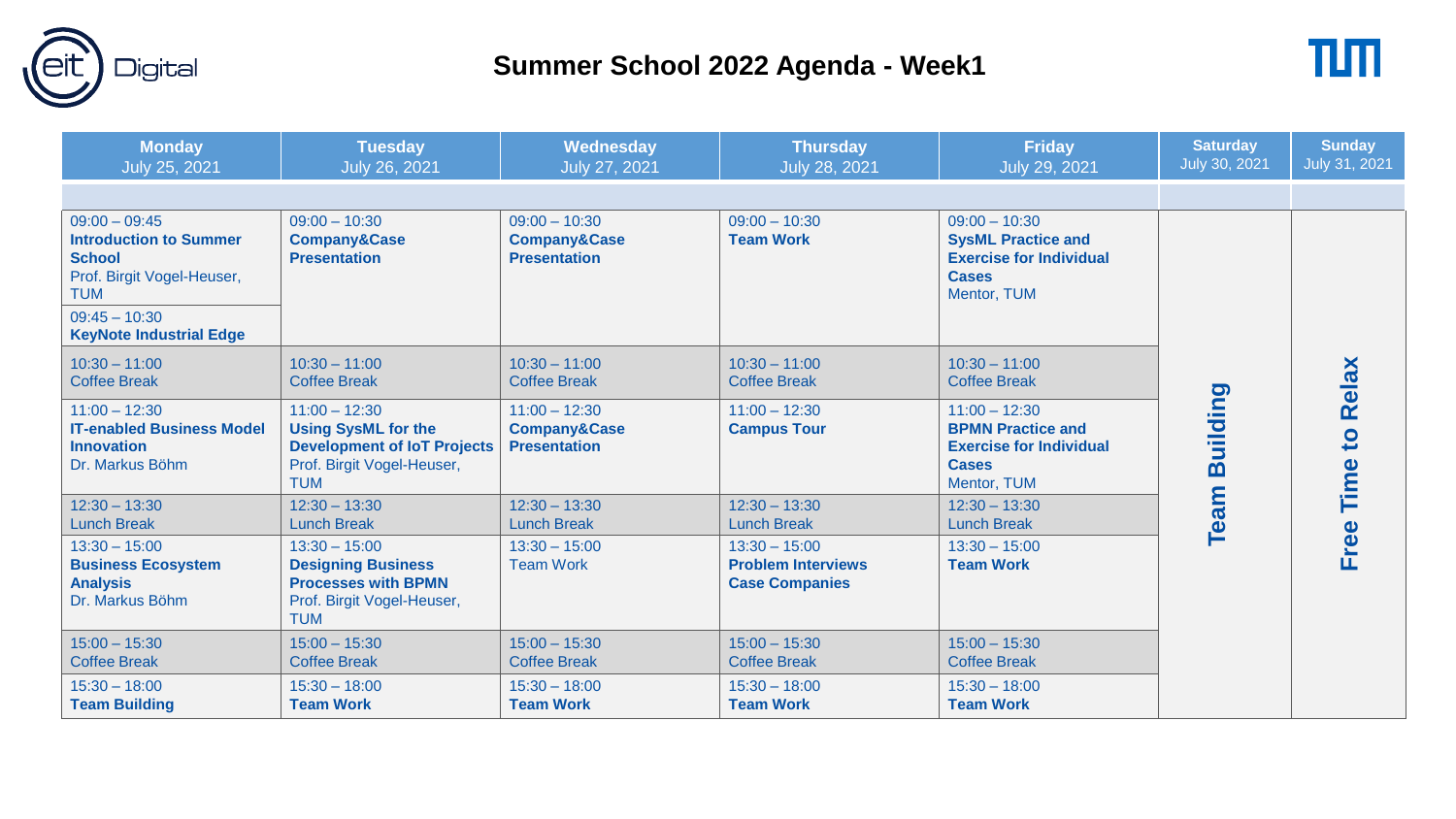# Summer School 2022 Agenda - Week1

| Monday<br>July 25, 2021 | Tuesday<br>July 26, 2021 | Wednesday<br>July 27, 2021 | Thursday<br>July 28, 2021 | Friday<br>July 29, 2021 | Saturday<br>July 30, 2021 | Sunday<br>July 31, 2021 |
|---|---|---|---|---|---|---|
| 09:00 – 09:45<br>**Introduction to Summer School**<br>Prof. Birgit Vogel-Heuser, TUM<br>09:45 – 10:30<br>**KeyNote Industrial Edge** | 09:00 – 10:30<br>**Company&Case Presentation** | 09:00 – 10:30<br>**Company&Case Presentation** | 09:00 – 10:30<br>**Team Work** | 09:00 – 10:30<br>**SysML Practice and Exercise for Individual Cases**<br>Mentor, TUM | **Team Building** | **Free Time to Relax** |
| 10:30 – 11:00<br>Coffee Break | 10:30 – 11:00<br>Coffee Break | 10:30 – 11:00<br>Coffee Break | 10:30 – 11:00<br>Coffee Break | 10:30 – 11:00<br>Coffee Break | | |
| 11:00 – 12:30<br>**IT-enabled Business Model Innovation**<br>Dr. Markus Böhm | 11:00 – 12:30<br>**Using SysML for the Development of IoT Projects**<br>Prof. Birgit Vogel-Heuser, TUM | 11:00 – 12:30<br>**Company&Case Presentation** | 11:00 – 12:30<br>**Campus Tour** | 11:00 – 12:30<br>**BPMN Practice and Exercise for Individual Cases**<br>Mentor, TUM | | |
| 12:30 – 13:30<br>Lunch Break | 12:30 – 13:30<br>Lunch Break | 12:30 – 13:30<br>Lunch Break | 12:30 – 13:30<br>Lunch Break | 12:30 – 13:30<br>Lunch Break | | |
| 13:30 – 15:00<br>**Business Ecosystem Analysis**<br>Dr. Markus Böhm | 13:30 – 15:00<br>**Designing Business Processes with BPMN**<br>Prof. Birgit Vogel-Heuser, TUM | 13:30 – 15:00<br>Team Work | 13:30 – 15:00<br>**Problem Interviews Case Companies** | 13:30 – 15:00<br>**Team Work** | | |
| 15:00 – 15:30<br>Coffee Break | 15:00 – 15:30<br>Coffee Break | 15:00 – 15:30<br>Coffee Break | 15:00 – 15:30<br>Coffee Break | 15:00 – 15:30<br>Coffee Break | | |
| 15:30 – 18:00<br>**Team Building** | 15:30 – 18:00<br>**Team Work** | 15:30 – 18:00<br>**Team Work** | 15:30 – 18:00<br>**Team Work** | 15:30 – 18:00<br>**Team Work** | | |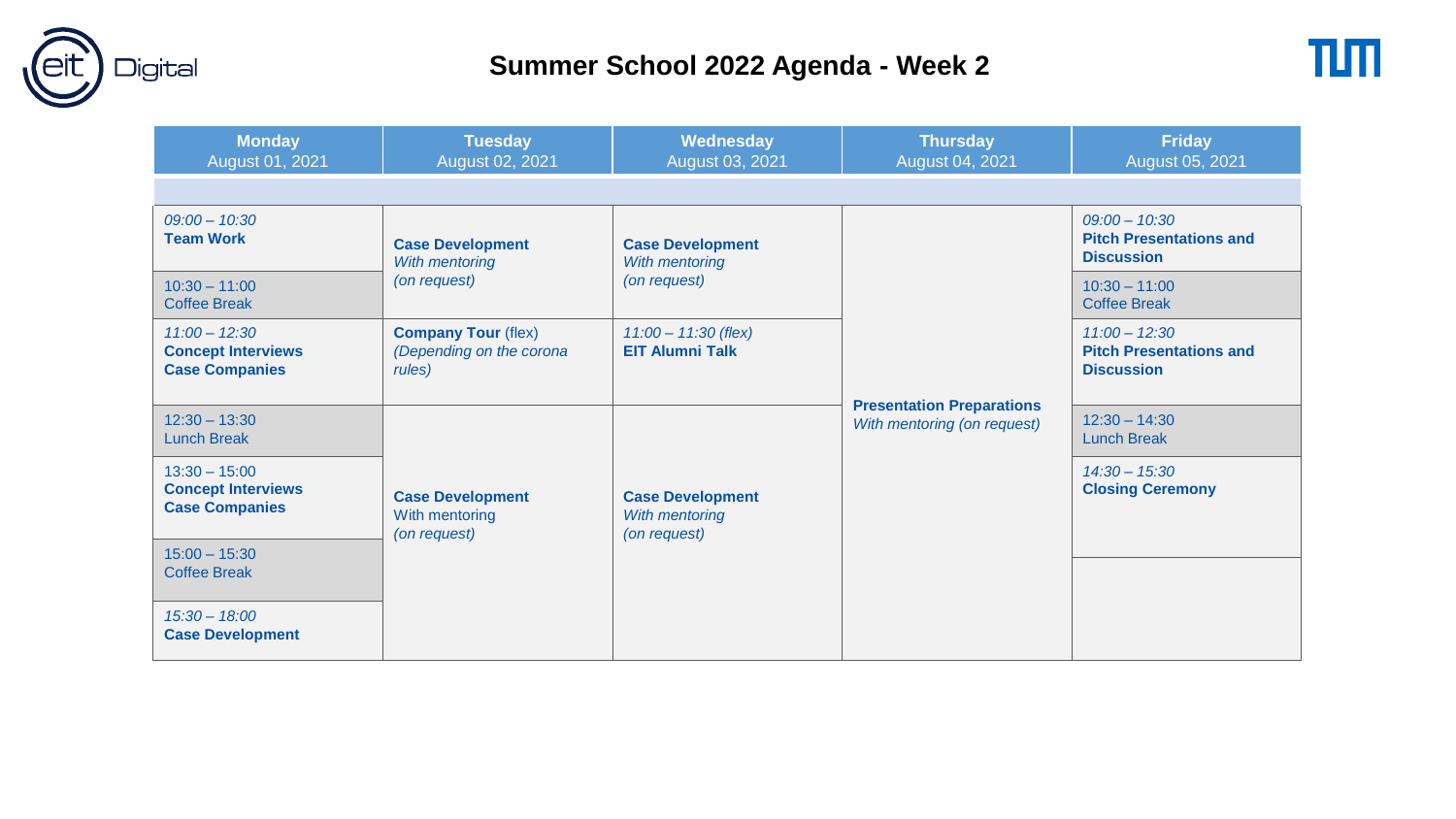# Summer School 2022 Agenda - Week 2

| **Monday** August 01, 2021 | **Tuesday** August 02, 2021 | **Wednesday** August 03, 2021 | **Thursday** August 04, 2021 | **Friday** August 05, 2021 |
|---|---|---|---|---|
| *09:00 – 10:30* **Team Work** | **Case Development** *With mentoring (on request)* | **Case Development** *With mentoring (on request)* | **Presentation Preparations** *With mentoring (on request)* | *09:00 – 10:30* **Pitch Presentations and Discussion** |
| 10:30 – 11:00 Coffee Break | | | | 10:30 – 11:00 Coffee Break |
| *11:00 – 12:30* **Concept Interviews Case Companies** | **Company Tour** (flex) *(Depending on the corona rules)* | *11:00 – 11:30 (flex)* **EIT Alumni Talk** | | *11:00 – 12:30* **Pitch Presentations and Discussion** |
| 12:30 – 13:30 Lunch Break | **Case Development** With mentoring *(on request)* | **Case Development** *With mentoring (on request)* | | 12:30 – 14:30 Lunch Break |
| 13:30 – 15:00 **Concept Interviews Case Companies** | | | | *14:30 – 15:30* **Closing Ceremony** |
| 15:00 – 15:30 Coffee Break | | | | |
| *15:30 – 18:00* **Case Development** | | | | |